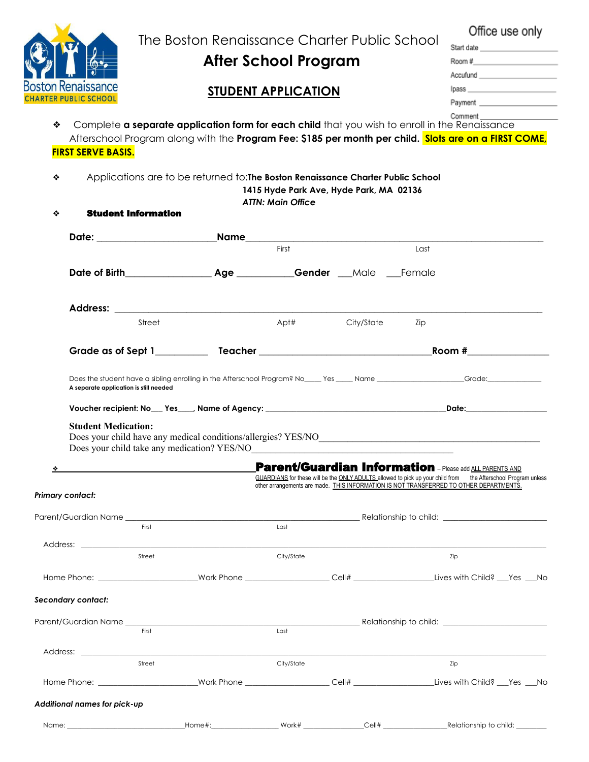# The Boston Renaissance Charter Public School

## After School Program

## STUDENT APPLICATION

Office use only

Start date ____________________

Room # ____________________

Accufund ____________________

Ipass ____________________

Payment ____________________

Comment ____________________

- Complete **a separate application form for each child** that you wish to enroll in the Renaissance Afterschool Program along with the **Program Fee: $185 per month per child.** **Slots are on a FIRST COME, FIRST SERVE BASIS.**

- Applications are to be returned to: **The Boston Renaissance Charter Public School**
  **1415 Hyde Park Ave, Hyde Park, MA 02136**
  ***ATTN: Main Office***

- **Student Information**

**Date:** ______________________ **Name** ______________________________________________________
First Last

**Date of Birth** ________________ **Age** __________ **Gender** ___Male ___Female

**Address:** _____________________________________________________________________________
Street Apt# City/State Zip

**Grade as of Sept 1** __________ **Teacher** ______________________________ **Room #** ______________

Does the student have a sibling enrolling in the Afterschool Program? No____ Yes ____ Name ____________________ Grade: ____________
**A separate application is still needed**

**Voucher recipient: No___ Yes___, Name of Agency:** ________________________________________ **Date:** __________________

**Student Medication:**
Does your child have any medical conditions/allergies? YES/NO ____________________________________________
Does your child take any medication? YES/NO __________________________________________

- **Parent/Guardian Information** – Please add ALL PARENTS AND GUARDIANS for these will be the ONLY ADULTS allowed to pick up your child from the Afterschool Program unless other arrangements are made. THIS INFORMATION IS NOT TRANSFERRED TO OTHER DEPARTMENTS.

***Primary contact:***

Parent/Guardian Name ______________________________________________ Relationship to child: ______________________
First Last

Address: ____________________________________________________________________________________________
Street City/State Zip

Home Phone: ______________________ Work Phone __________________ Cell# __________________ Lives with Child? ___Yes ___No

***Secondary contact:***

Parent/Guardian Name ______________________________________________ Relationship to child: ______________________
First Last

Address: ____________________________________________________________________________________________
Street City/State Zip

Home Phone: ______________________ Work Phone __________________ Cell# __________________ Lives with Child? ___Yes ___No

***Additional names for pick-up***

Name: ____________________________ Home#: ________________ Work# ______________ Cell# ________________ Relationship to child: ________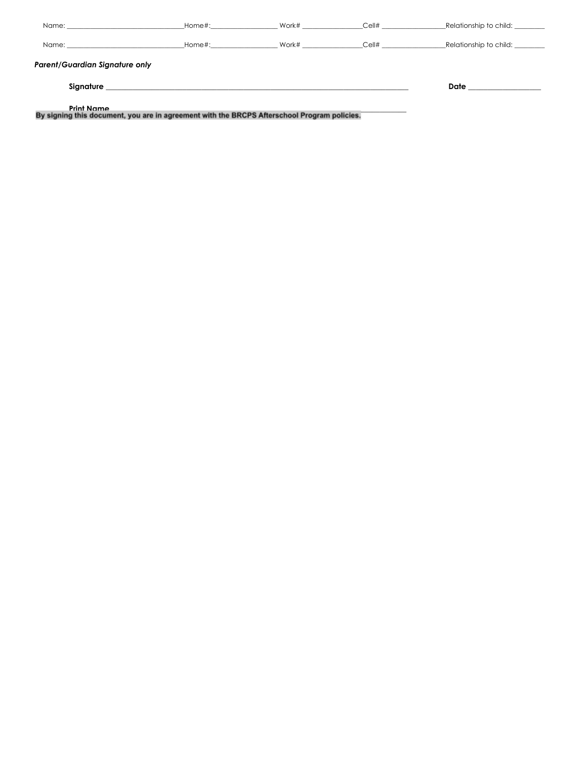Name: ______________________________Home#:_________________ Work# _______________Cell# ________________Relationship to child: ________

Name: ______________________________Home#:_________________ Work# _______________Cell# ________________Relationship to child: ________

***Parent/Guardian Signature only***

**Signature** ______________________________________________________________________ **Date** _________________

**Print Name** ______________________________________________________________

**By signing this document, you are in agreement with the BRCPS Afterschool Program policies.**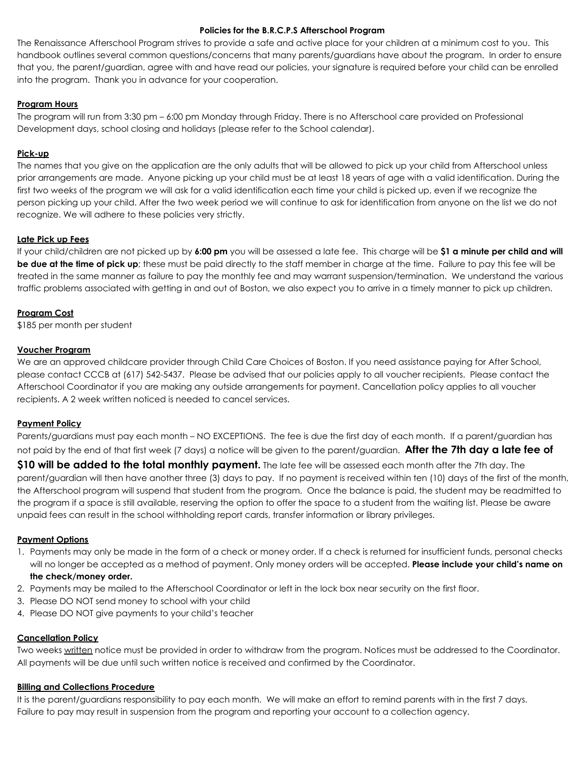**Policies for the B.R.C.P.S Afterschool Program**

The Renaissance Afterschool Program strives to provide a safe and active place for your children at a minimum cost to you. This handbook outlines several common questions/concerns that many parents/guardians have about the program. In order to ensure that you, the parent/guardian, agree with and have read our policies, your signature is required before your child can be enrolled into the program. Thank you in advance for your cooperation.

**Program Hours**

The program will run from 3:30 pm – 6:00 pm Monday through Friday. There is no Afterschool care provided on Professional Development days, school closing and holidays (please refer to the School calendar).

**Pick-up**

The names that you give on the application are the only adults that will be allowed to pick up your child from Afterschool unless prior arrangements are made. Anyone picking up your child must be at least 18 years of age with a valid identification. During the first two weeks of the program we will ask for a valid identification each time your child is picked up, even if we recognize the person picking up your child. After the two week period we will continue to ask for identification from anyone on the list we do not recognize. We will adhere to these policies very strictly.

**Late Pick up Fees**

If your child/children are not picked up by **6:00 pm** you will be assessed a late fee. This charge will be **$1 a minute per child and will be due at the time of pick up**; these must be paid directly to the staff member in charge at the time. Failure to pay this fee will be treated in the same manner as failure to pay the monthly fee and may warrant suspension/termination. We understand the various traffic problems associated with getting in and out of Boston, we also expect you to arrive in a timely manner to pick up children.

**Program Cost**

$185 per month per student

**Voucher Program**

We are an approved childcare provider through Child Care Choices of Boston. If you need assistance paying for After School, please contact CCCB at (617) 542-5437. Please be advised that our policies apply to all voucher recipients. Please contact the Afterschool Coordinator if you are making any outside arrangements for payment. Cancellation policy applies to all voucher recipients. A 2 week written noticed is needed to cancel services.

**Payment Policy**

Parents/guardians must pay each month – NO EXCEPTIONS. The fee is due the first day of each month. If a parent/guardian has not paid by the end of that first week (7 days) a notice will be given to the parent/guardian. **After the 7th day a late fee of $10 will be added to the total monthly payment.** The late fee will be assessed each month after the 7th day. The parent/guardian will then have another three (3) days to pay. If no payment is received within ten (10) days of the first of the month, the Afterschool program will suspend that student from the program. Once the balance is paid, the student may be readmitted to the program if a space is still available, reserving the option to offer the space to a student from the waiting list. Please be aware unpaid fees can result in the school withholding report cards, transfer information or library privileges.

**Payment Options**

1. Payments may only be made in the form of a check or money order. If a check is returned for insufficient funds, personal checks will no longer be accepted as a method of payment. Only money orders will be accepted. **Please include your child's name on the check/money order.**
2. Payments may be mailed to the Afterschool Coordinator or left in the lock box near security on the first floor.
3. Please DO NOT send money to school with your child
4. Please DO NOT give payments to your child's teacher

**Cancellation Policy**

Two weeks written notice must be provided in order to withdraw from the program. Notices must be addressed to the Coordinator. All payments will be due until such written notice is received and confirmed by the Coordinator.

**Billing and Collections Procedure**

It is the parent/guardians responsibility to pay each month. We will make an effort to remind parents with in the first 7 days. Failure to pay may result in suspension from the program and reporting your account to a collection agency.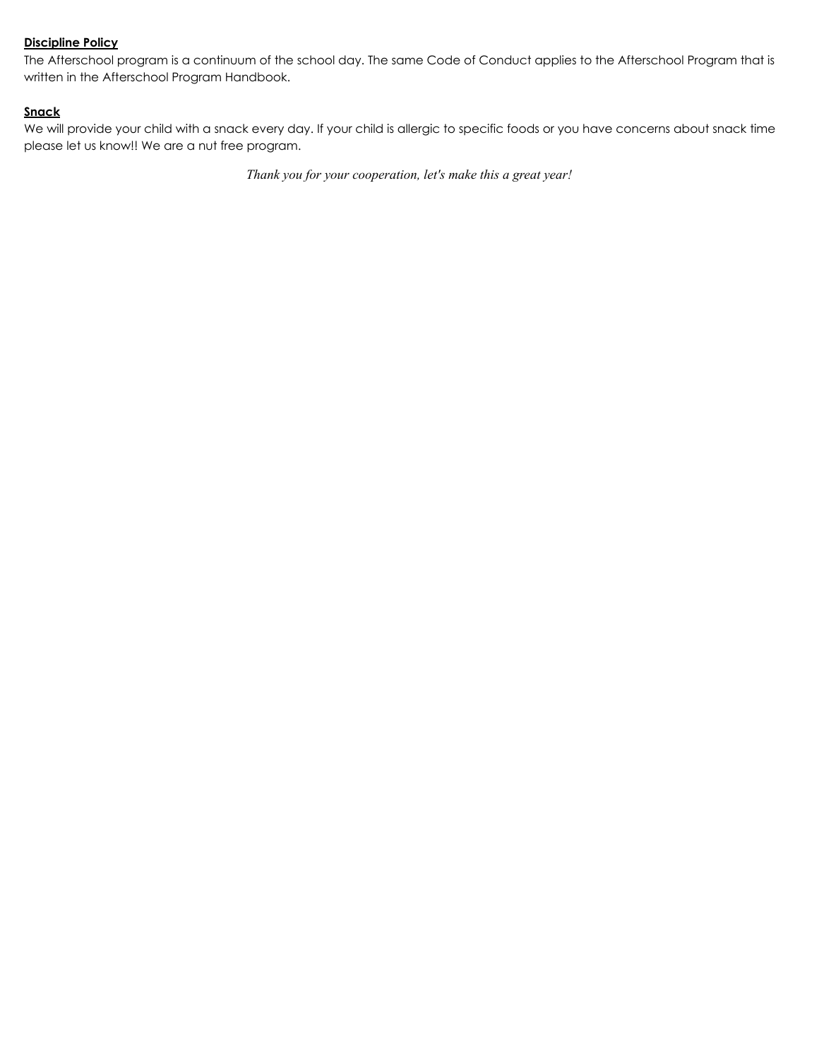**<u>Discipline Policy</u>**

The Afterschool program is a continuum of the school day. The same Code of Conduct applies to the Afterschool Program that is written in the Afterschool Program Handbook.

**<u>Snack</u>**

We will provide your child with a snack every day. If your child is allergic to specific foods or you have concerns about snack time please let us know!! We are a nut free program.

*Thank you for your cooperation, let's make this a great year!*